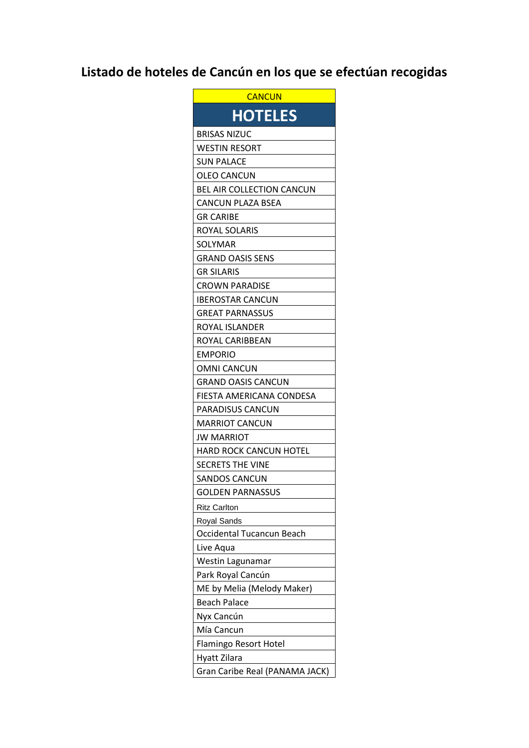# Listado de hoteles de Cancún en los que se efectúan recogidas

| CANCUN |
|---|
| **HOTELES** |
| BRISAS NIZUC |
| WESTIN RESORT |
| SUN PALACE |
| OLEO CANCUN |
| BEL AIR COLLECTION CANCUN |
| CANCUN PLAZA BSEA |
| GR CARIBE |
| ROYAL SOLARIS |
| SOLYMAR |
| GRAND OASIS SENS |
| GR SILARIS |
| CROWN PARADISE |
| IBEROSTAR CANCUN |
| GREAT PARNASSUS |
| ROYAL ISLANDER |
| ROYAL CARIBBEAN |
| EMPORIO |
| OMNI CANCUN |
| GRAND OASIS CANCUN |
| FIESTA AMERICANA CONDESA |
| PARADISUS CANCUN |
| MARRIOT CANCUN |
| JW MARRIOT |
| HARD ROCK CANCUN HOTEL |
| SECRETS THE VINE |
| SANDOS CANCUN |
| GOLDEN PARNASSUS |
| Ritz Carlton |
| Royal Sands |
| Occidental Tucancun Beach |
| Live Aqua |
| Westin Lagunamar |
| Park Royal Cancún |
| ME by Melia (Melody Maker) |
| Beach Palace |
| Nyx Cancún |
| Mía Cancun |
| Flamingo Resort Hotel |
| Hyatt Zilara |
| Gran Caribe Real (PANAMA JACK) |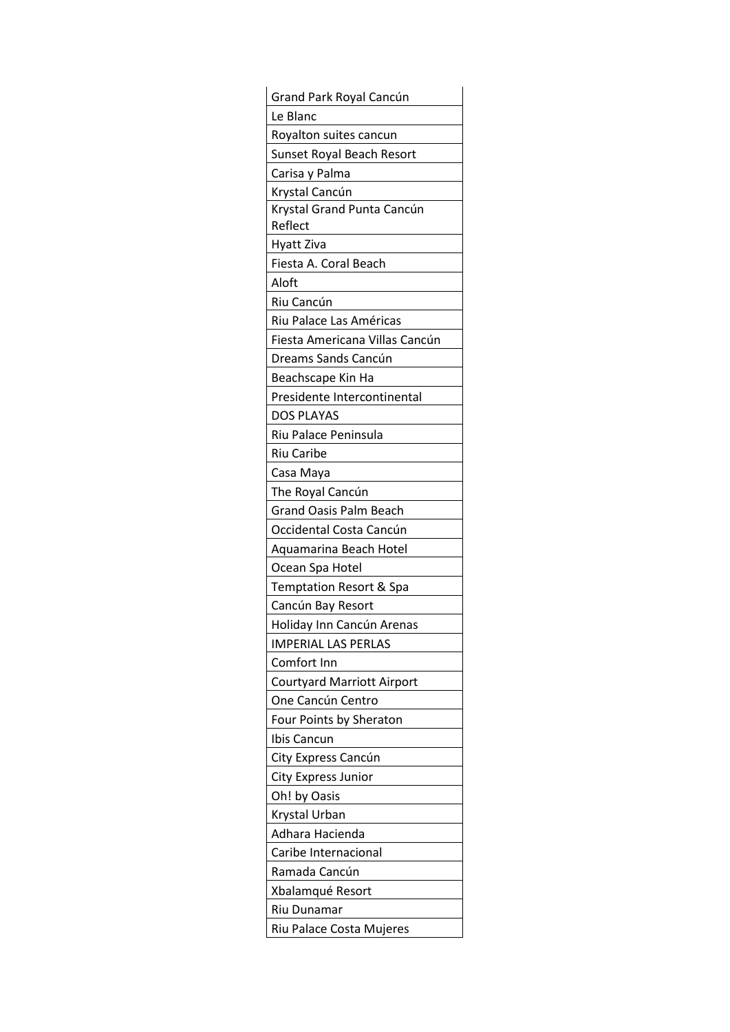| Grand Park Royal Cancún |
|---|
| Le Blanc |
| Royalton suites cancun |
| Sunset Royal Beach Resort |
| Carisa y Palma |
| Krystal Cancún |
| Krystal Grand Punta Cancún Reflect |
| Hyatt Ziva |
| Fiesta A. Coral Beach |
| Aloft |
| Riu Cancún |
| Riu Palace Las Américas |
| Fiesta Americana Villas Cancún |
| Dreams Sands Cancún |
| Beachscape Kin Ha |
| Presidente Intercontinental |
| DOS PLAYAS |
| Riu Palace Peninsula |
| Riu Caribe |
| Casa Maya |
| The Royal Cancún |
| Grand Oasis Palm Beach |
| Occidental Costa Cancún |
| Aquamarina Beach Hotel |
| Ocean Spa Hotel |
| Temptation Resort & Spa |
| Cancún Bay Resort |
| Holiday Inn Cancún Arenas |
| IMPERIAL LAS PERLAS |
| Comfort Inn |
| Courtyard Marriott Airport |
| One Cancún Centro |
| Four Points by Sheraton |
| Ibis Cancun |
| City Express Cancún |
| City Express Junior |
| Oh! by Oasis |
| Krystal Urban |
| Adhara Hacienda |
| Caribe Internacional |
| Ramada Cancún |
| Xbalamqué Resort |
| Riu Dunamar |
| Riu Palace Costa Mujeres |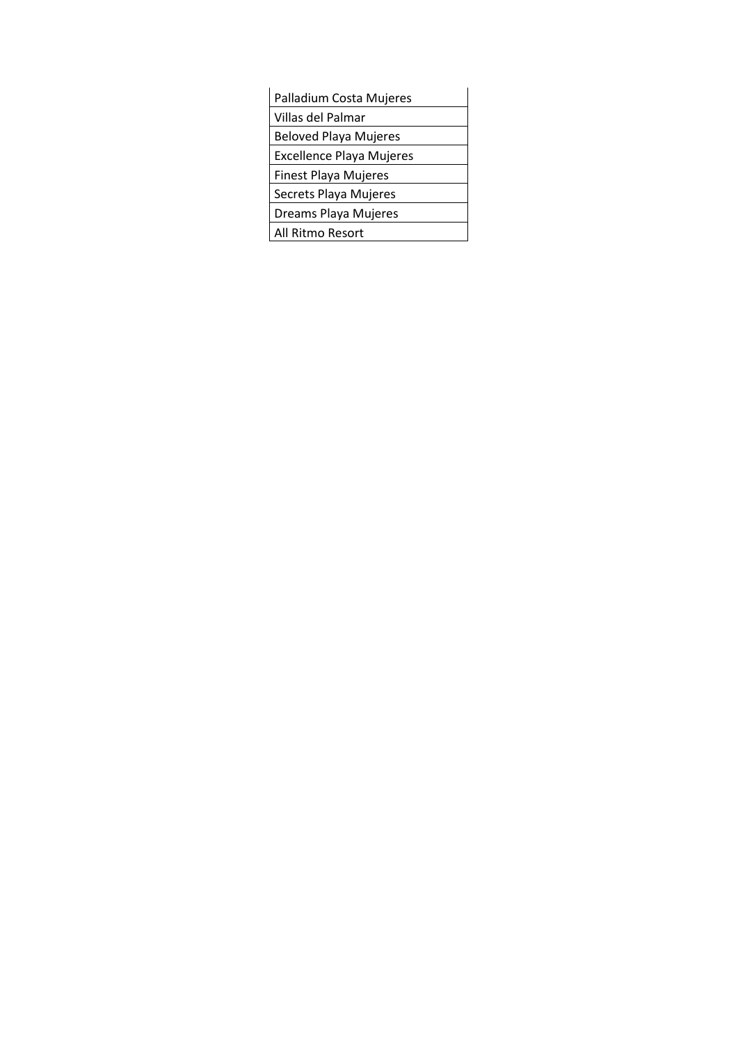| |
|---|
| Palladium Costa Mujeres |
| Villas del Palmar |
| Beloved Playa Mujeres |
| Excellence Playa Mujeres |
| Finest Playa Mujeres |
| Secrets Playa Mujeres |
| Dreams Playa Mujeres |
| All Ritmo Resort |